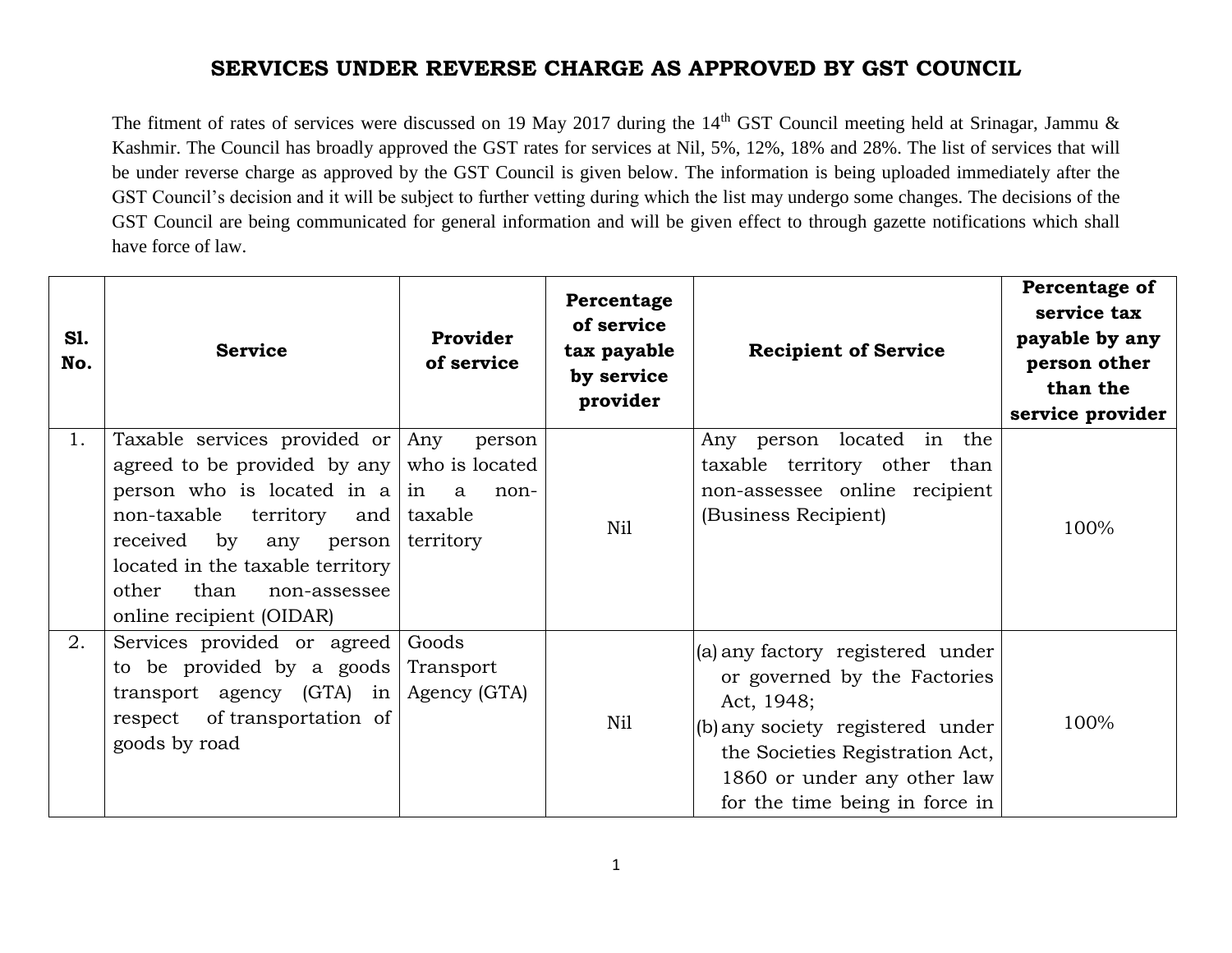# SERVICES UNDER REVERSE CHARGE AS APPROVED BY GST COUNCIL

The fitment of rates of services were discussed on 19 May 2017 during the 14th GST Council meeting held at Srinagar, Jammu & Kashmir. The Council has broadly approved the GST rates for services at Nil, 5%, 12%, 18% and 28%. The list of services that will be under reverse charge as approved by the GST Council is given below. The information is being uploaded immediately after the GST Council's decision and it will be subject to further vetting during which the list may undergo some changes. The decisions of the GST Council are being communicated for general information and will be given effect to through gazette notifications which shall have force of law.

| Sl. No. | Service | Provider of service | Percentage of service tax payable by service provider | Recipient of Service | Percentage of service tax payable by any person other than the service provider |
|---|---|---|---|---|---|
| 1. | Taxable services provided or agreed to be provided by any person who is located in a non-taxable territory and received by any person located in the taxable territory other than non-assessee online recipient (OIDAR) | Any person who is located in a non-taxable territory | Nil | Any person located in the taxable territory other than non-assessee online recipient (Business Recipient) | 100% |
| 2. | Services provided or agreed to be provided by a goods transport agency (GTA) in respect of transportation of goods by road | Goods Transport Agency (GTA) | Nil | (a) any factory registered under or governed by the Factories Act, 1948;<br>(b) any society registered under the Societies Registration Act, 1860 or under any other law for the time being in force in | 100% |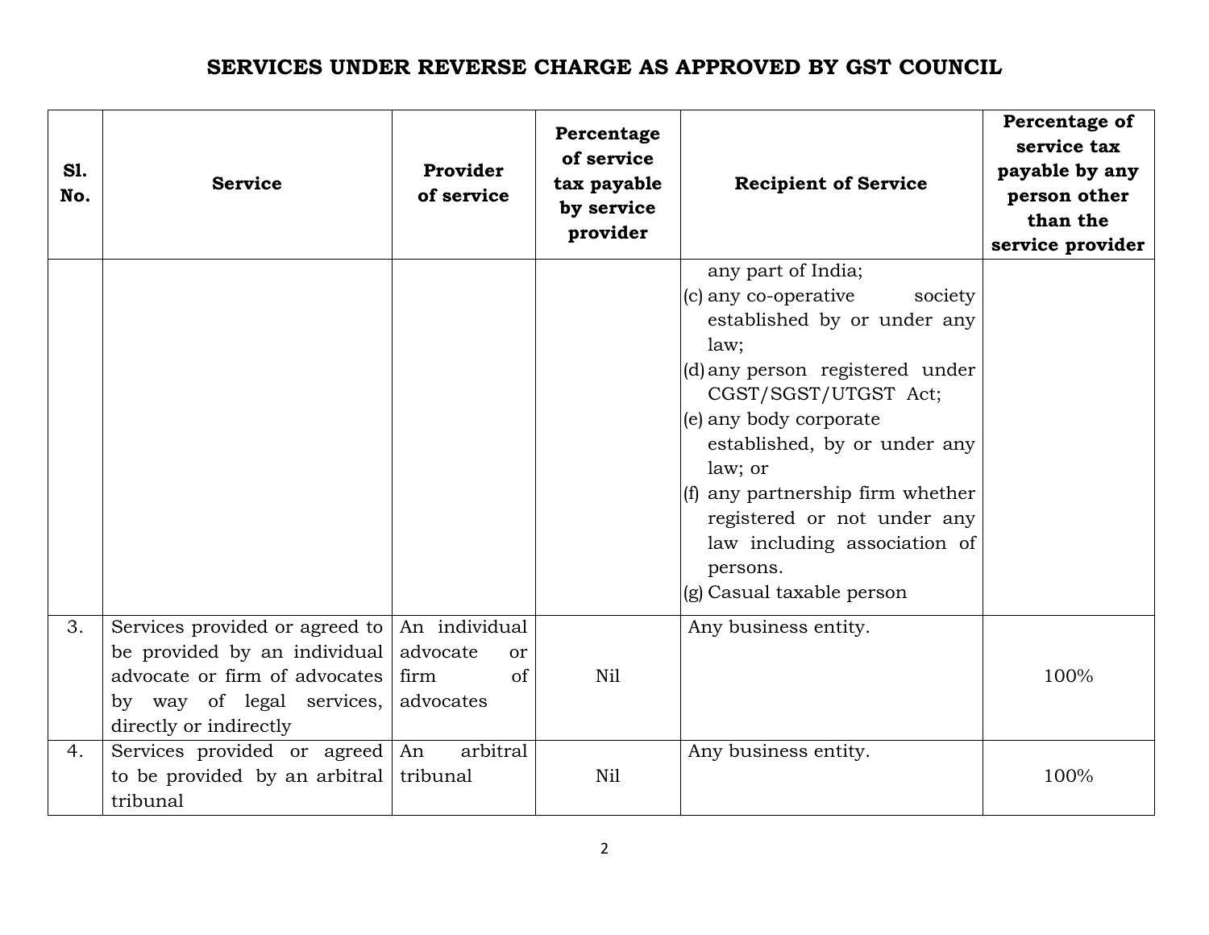# SERVICES UNDER REVERSE CHARGE AS APPROVED BY GST COUNCIL

| Sl. No. | Service | Provider of service | Percentage of service tax payable by service provider | Recipient of Service | Percentage of service tax payable by any person other than the service provider |
|---|---|---|---|---|---|
| | | | | any part of India;<br>(c) any co-operative society established by or under any law;<br>(d) any person registered under CGST/SGST/UTGST Act;<br>(e) any body corporate established, by or under any law; or<br>(f) any partnership firm whether registered or not under any law including association of persons.<br>(g) Casual taxable person | |
| 3. | Services provided or agreed to be provided by an individual advocate or firm of advocates by way of legal services, directly or indirectly | An individual advocate or firm of advocates | Nil | Any business entity. | 100% |
| 4. | Services provided or agreed to be provided by an arbitral tribunal | An arbitral tribunal | Nil | Any business entity. | 100% |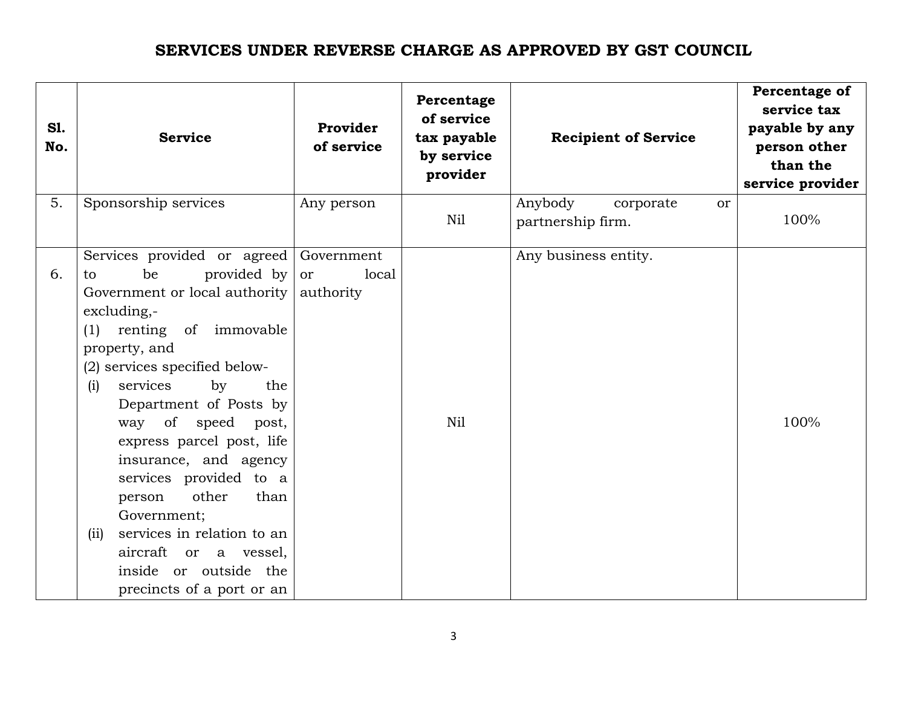# SERVICES UNDER REVERSE CHARGE AS APPROVED BY GST COUNCIL

| Sl. No. | Service | Provider of service | Percentage of service tax payable by service provider | Recipient of Service | Percentage of service tax payable by any person other than the service provider |
|---|---|---|---|---|---|
| 5. | Sponsorship services | Any person | Nil | Anybody corporate or partnership firm. | 100% |
| 6. | Services provided or agreed to be provided by Government or local authority excluding,- (1) renting of immovable property, and (2) services specified below- (i) services by the Department of Posts by way of speed post, express parcel post, life insurance, and agency services provided to a person other than Government; (ii) services in relation to an aircraft or a vessel, inside or outside the precincts of a port or an | Government or local authority | Nil | Any business entity. | 100% |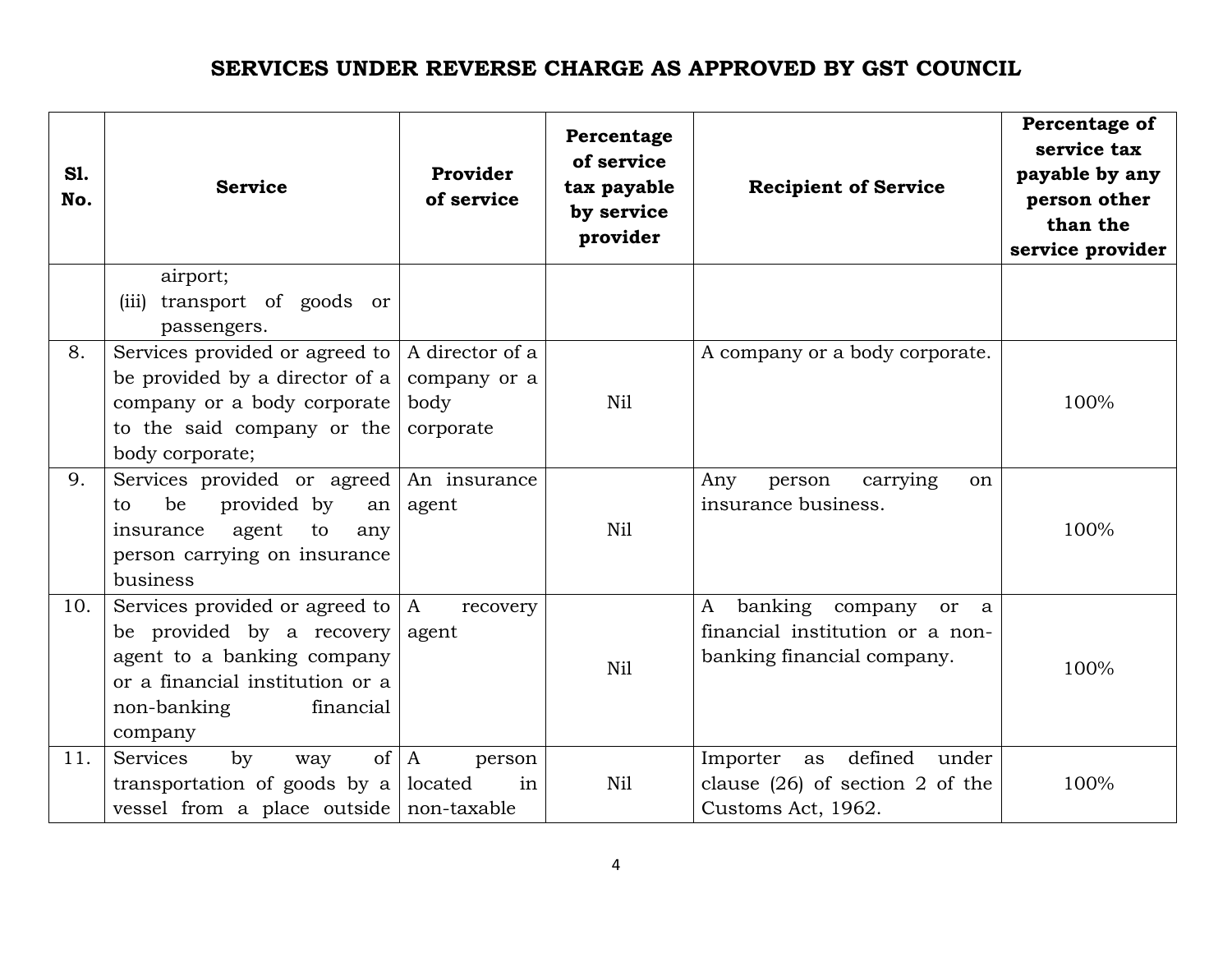# SERVICES UNDER REVERSE CHARGE AS APPROVED BY GST COUNCIL

| Sl. No. | Service | Provider of service | Percentage of service tax payable by service provider | Recipient of Service | Percentage of service tax payable by any person other than the service provider |
|---|---|---|---|---|---|
| | airport;<br>(iii) transport of goods or passengers. | | | | |
| 8. | Services provided or agreed to be provided by a director of a company or a body corporate to the said company or the body corporate; | A director of a company or a body corporate | Nil | A company or a body corporate. | 100% |
| 9. | Services provided or agreed to be provided by an insurance agent to any person carrying on insurance business | An insurance agent | Nil | Any person carrying on insurance business. | 100% |
| 10. | Services provided or agreed to be provided by a recovery agent to a banking company or a financial institution or a non-banking financial company | A recovery agent | Nil | A banking company or a financial institution or a non-banking financial company. | 100% |
| 11. | Services by way of transportation of goods by a vessel from a place outside | A person located in non-taxable | Nil | Importer as defined under clause (26) of section 2 of the Customs Act, 1962. | 100% |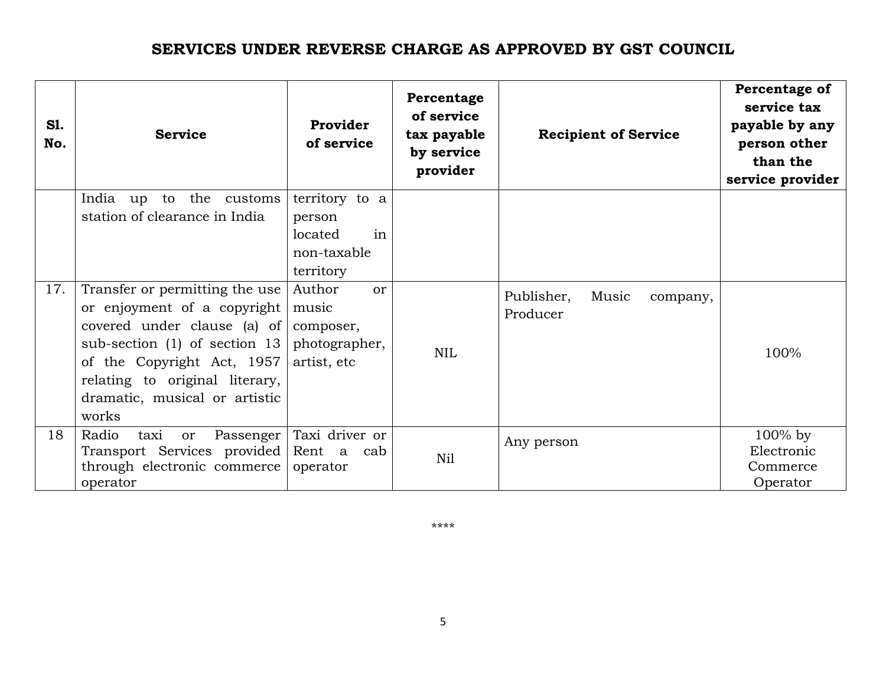# SERVICES UNDER REVERSE CHARGE AS APPROVED BY GST COUNCIL

| Sl. No. | Service | Provider of service | Percentage of service tax payable by service provider | Recipient of Service | Percentage of service tax payable by any person other than the service provider |
|---|---|---|---|---|---|
| | India up to the customs station of clearance in India | territory to a person located in non-taxable territory | | | |
| 17. | Transfer or permitting the use or enjoyment of a copyright covered under clause (a) of sub-section (1) of section 13 of the Copyright Act, 1957 relating to original literary, dramatic, musical or artistic works | Author or music composer, photographer, artist, etc | NIL | Publisher, Music company, Producer | 100% |
| 18 | Radio taxi or Passenger Transport Services provided through electronic commerce operator | Taxi driver or Rent a cab operator | Nil | Any person | 100% by Electronic Commerce Operator |

****